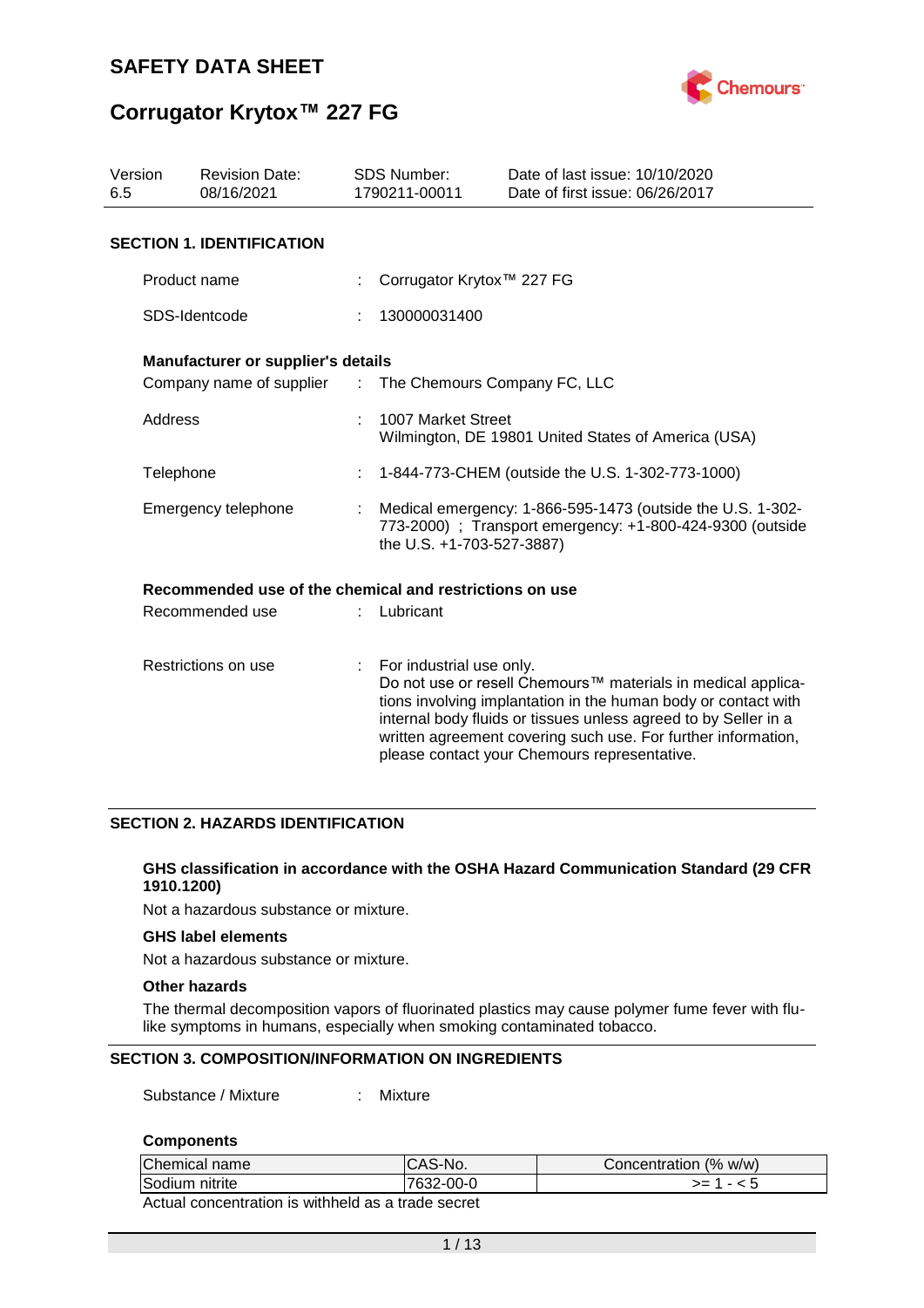# SAFETY DATA SHEET

# Corrugator Krytox™ 227 FG

| Version | Revision Date: | SDS Number: | Date of last issue: 10/10/2020 |
|---|---|---|---|
| 6.5 | 08/16/2021 | 1790211-00011 | Date of first issue: 06/26/2017 |

## SECTION 1. IDENTIFICATION

Product name : Corrugator Krytox™ 227 FG

SDS-Identcode : 130000031400

**Manufacturer or supplier's details**

Company name of supplier : The Chemours Company FC, LLC

Address : 1007 Market Street
Wilmington, DE 19801 United States of America (USA)

Telephone : 1-844-773-CHEM (outside the U.S. 1-302-773-1000)

Emergency telephone : Medical emergency: 1-866-595-1473 (outside the U.S. 1-302-773-2000) ; Transport emergency: +1-800-424-9300 (outside the U.S. +1-703-527-3887)

**Recommended use of the chemical and restrictions on use**

Recommended use : Lubricant

Restrictions on use : For industrial use only.
Do not use or resell Chemours™ materials in medical applications involving implantation in the human body or contact with internal body fluids or tissues unless agreed to by Seller in a written agreement covering such use. For further information, please contact your Chemours representative.

## SECTION 2. HAZARDS IDENTIFICATION

**GHS classification in accordance with the OSHA Hazard Communication Standard (29 CFR 1910.1200)**

Not a hazardous substance or mixture.

**GHS label elements**

Not a hazardous substance or mixture.

**Other hazards**

The thermal decomposition vapors of fluorinated plastics may cause polymer fume fever with flu-like symptoms in humans, especially when smoking contaminated tobacco.

## SECTION 3. COMPOSITION/INFORMATION ON INGREDIENTS

Substance / Mixture : Mixture

**Components**

| Chemical name | CAS-No. | Concentration (% w/w) |
|---|---|---|
| Sodium nitrite | 7632-00-0 | >= 1 - < 5 |

Actual concentration is withheld as a trade secret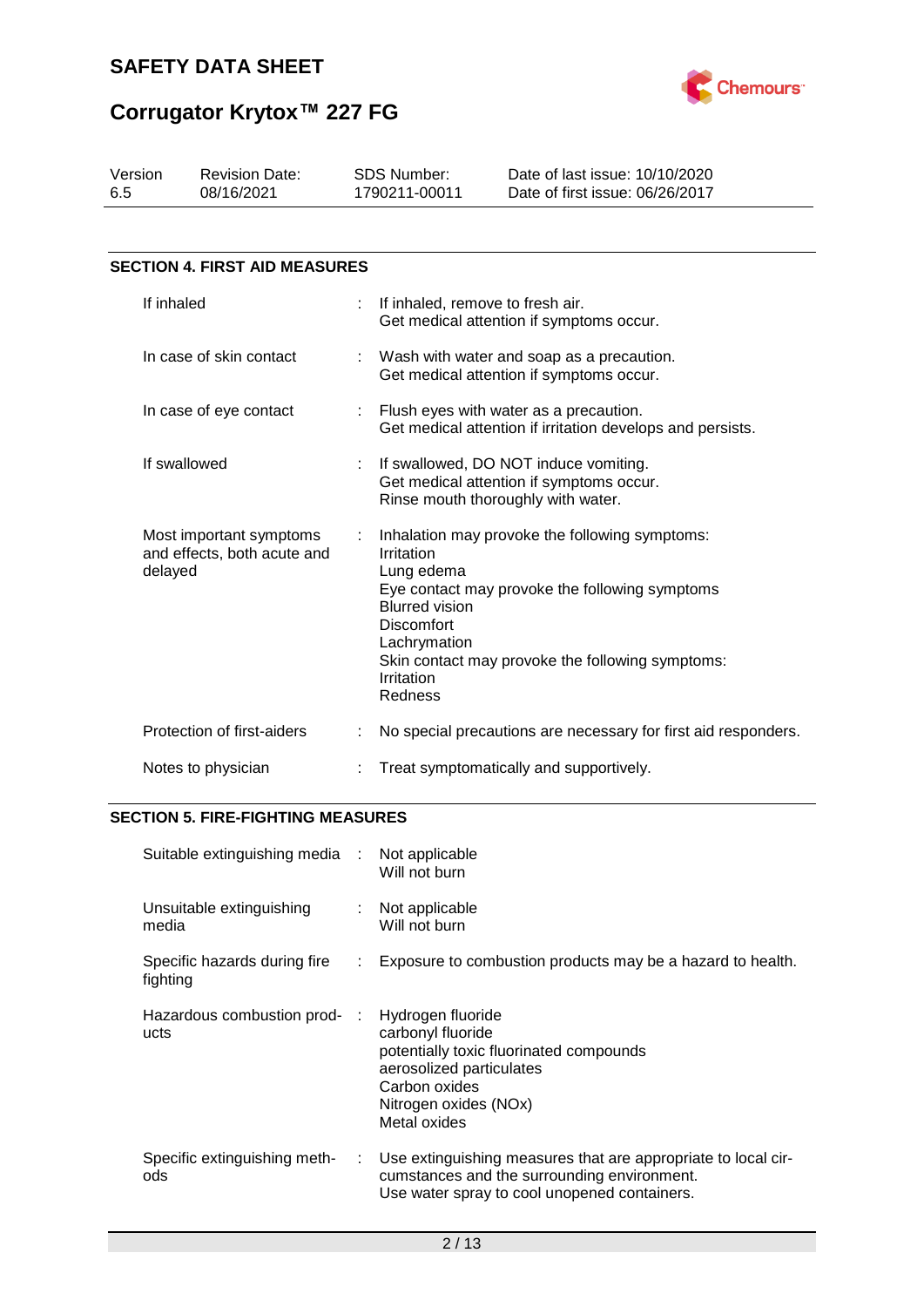## SECTION 4. FIRST AID MEASURES

| | | |
|---|---|---|
| If inhaled | : | If inhaled, remove to fresh air.<br>Get medical attention if symptoms occur. |
| In case of skin contact | : | Wash with water and soap as a precaution.<br>Get medical attention if symptoms occur. |
| In case of eye contact | : | Flush eyes with water as a precaution.<br>Get medical attention if irritation develops and persists. |
| If swallowed | : | If swallowed, DO NOT induce vomiting.<br>Get medical attention if symptoms occur.<br>Rinse mouth thoroughly with water. |
| Most important symptoms and effects, both acute and delayed | : | Inhalation may provoke the following symptoms:<br>Irritation<br>Lung edema<br>Eye contact may provoke the following symptoms<br>Blurred vision<br>Discomfort<br>Lachrymation<br>Skin contact may provoke the following symptoms:<br>Irritation<br>Redness |
| Protection of first-aiders | : | No special precautions are necessary for first aid responders. |
| Notes to physician | : | Treat symptomatically and supportively. |

## SECTION 5. FIRE-FIGHTING MEASURES

| | | |
|---|---|---|
| Suitable extinguishing media | : | Not applicable<br>Will not burn |
| Unsuitable extinguishing media | : | Not applicable<br>Will not burn |
| Specific hazards during fire fighting | : | Exposure to combustion products may be a hazard to health. |
| Hazardous combustion products | : | Hydrogen fluoride<br>carbonyl fluoride<br>potentially toxic fluorinated compounds<br>aerosolized particulates<br>Carbon oxides<br>Nitrogen oxides (NOx)<br>Metal oxides |
| Specific extinguishing methods | : | Use extinguishing measures that are appropriate to local circumstances and the surrounding environment.<br>Use water spray to cool unopened containers. |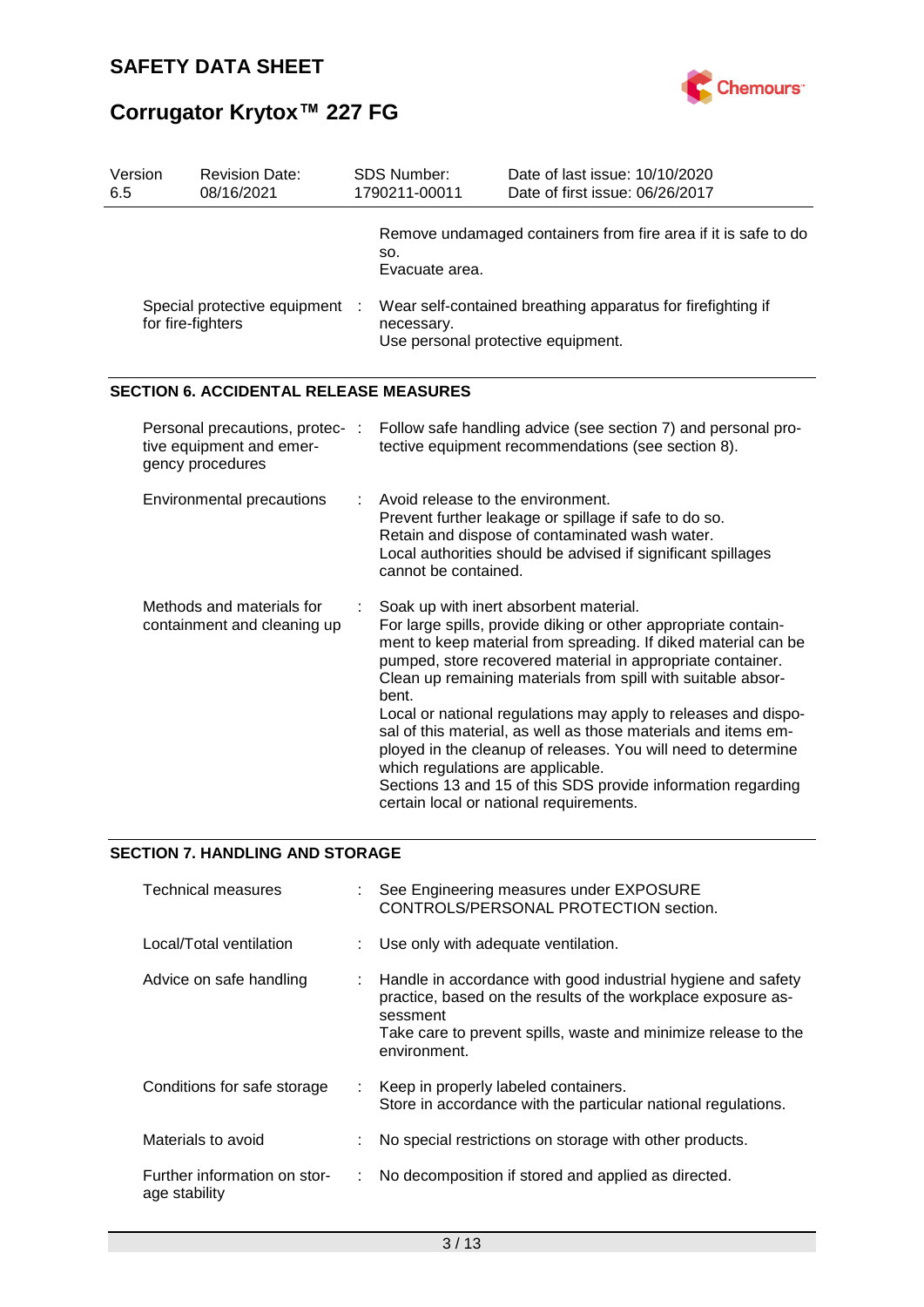| | | | |
|---|---|---|---|
| Version 6.5 | Revision Date: 08/16/2021 | SDS Number: 1790211-00011 | Date of last issue: 10/10/2020<br>Date of first issue: 06/26/2017 |

| | |
|---|---|
| | Remove undamaged containers from fire area if it is safe to do so.<br>Evacuate area. |
| Special protective equipment for fire-fighters | Wear self-contained breathing apparatus for firefighting if necessary.<br>Use personal protective equipment. |

## SECTION 6. ACCIDENTAL RELEASE MEASURES

| | |
|---|---|
| Personal precautions, protective equipment and emergency procedures | Follow safe handling advice (see section 7) and personal protective equipment recommendations (see section 8). |
| Environmental precautions | Avoid release to the environment.<br>Prevent further leakage or spillage if safe to do so.<br>Retain and dispose of contaminated wash water.<br>Local authorities should be advised if significant spillages cannot be contained. |
| Methods and materials for containment and cleaning up | Soak up with inert absorbent material.<br>For large spills, provide diking or other appropriate containment to keep material from spreading. If diked material can be pumped, store recovered material in appropriate container.<br>Clean up remaining materials from spill with suitable absorbent.<br>Local or national regulations may apply to releases and disposal of this material, as well as those materials and items employed in the cleanup of releases. You will need to determine which regulations are applicable.<br>Sections 13 and 15 of this SDS provide information regarding certain local or national requirements. |

## SECTION 7. HANDLING AND STORAGE

| | |
|---|---|
| Technical measures | See Engineering measures under EXPOSURE CONTROLS/PERSONAL PROTECTION section. |
| Local/Total ventilation | Use only with adequate ventilation. |
| Advice on safe handling | Handle in accordance with good industrial hygiene and safety practice, based on the results of the workplace exposure assessment<br>Take care to prevent spills, waste and minimize release to the environment. |
| Conditions for safe storage | Keep in properly labeled containers.<br>Store in accordance with the particular national regulations. |
| Materials to avoid | No special restrictions on storage with other products. |
| Further information on storage stability | No decomposition if stored and applied as directed. |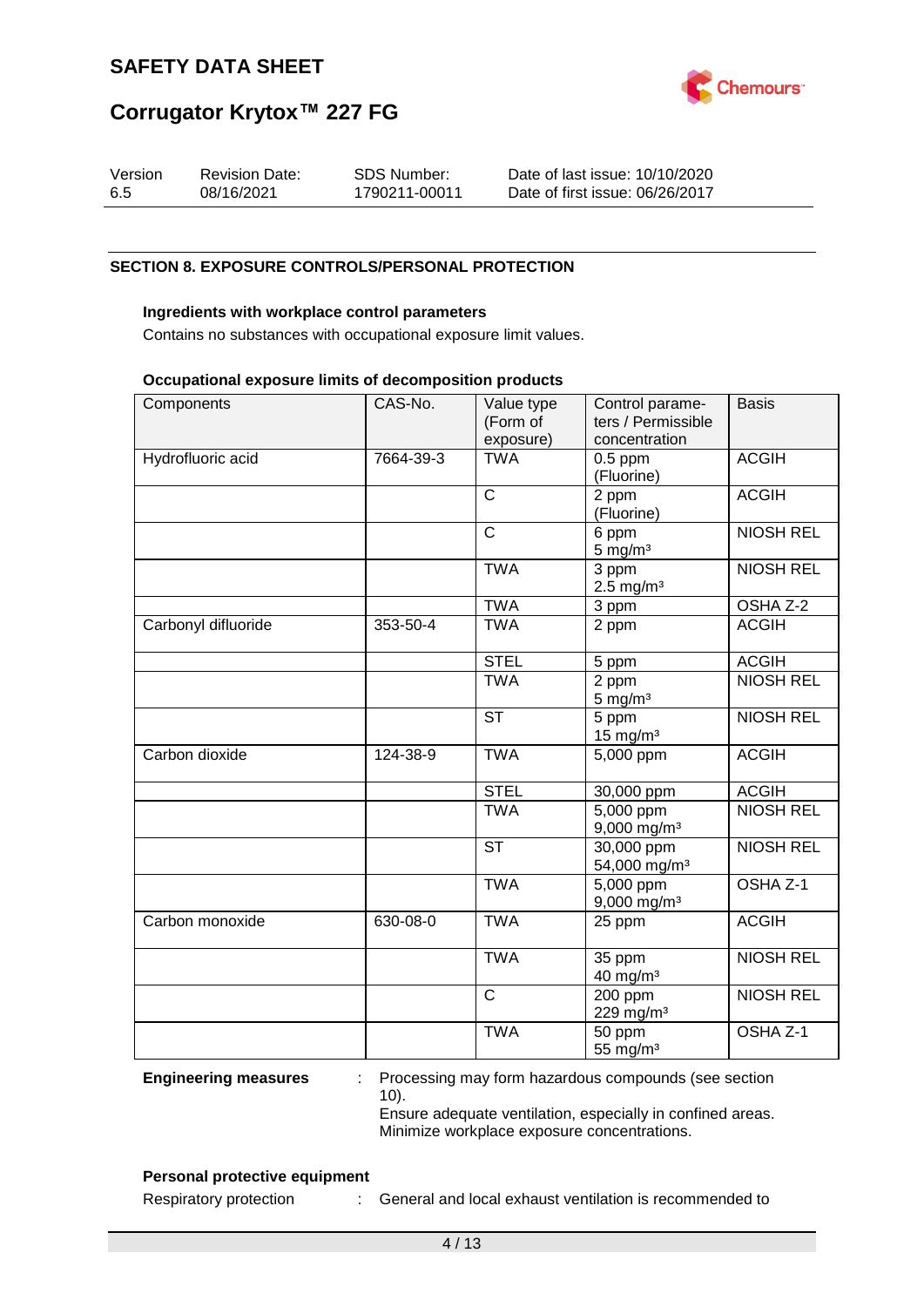## SECTION 8. EXPOSURE CONTROLS/PERSONAL PROTECTION

**Ingredients with workplace control parameters**

Contains no substances with occupational exposure limit values.

**Occupational exposure limits of decomposition products**

| Components | CAS-No. | Value type (Form of exposure) | Control parameters / Permissible concentration | Basis |
|---|---|---|---|---|
| Hydrofluoric acid | 7664-39-3 | TWA | 0.5 ppm (Fluorine) | ACGIH |
| | | C | 2 ppm (Fluorine) | ACGIH |
| | | C | 6 ppm 5 mg/m³ | NIOSH REL |
| | | TWA | 3 ppm 2.5 mg/m³ | NIOSH REL |
| | | TWA | 3 ppm | OSHA Z-2 |
| Carbonyl difluoride | 353-50-4 | TWA | 2 ppm | ACGIH |
| | | STEL | 5 ppm | ACGIH |
| | | TWA | 2 ppm 5 mg/m³ | NIOSH REL |
| | | ST | 5 ppm 15 mg/m³ | NIOSH REL |
| Carbon dioxide | 124-38-9 | TWA | 5,000 ppm | ACGIH |
| | | STEL | 30,000 ppm | ACGIH |
| | | TWA | 5,000 ppm 9,000 mg/m³ | NIOSH REL |
| | | ST | 30,000 ppm 54,000 mg/m³ | NIOSH REL |
| | | TWA | 5,000 ppm 9,000 mg/m³ | OSHA Z-1 |
| Carbon monoxide | 630-08-0 | TWA | 25 ppm | ACGIH |
| | | TWA | 35 ppm 40 mg/m³ | NIOSH REL |
| | | C | 200 ppm 229 mg/m³ | NIOSH REL |
| | | TWA | 50 ppm 55 mg/m³ | OSHA Z-1 |

**Engineering measures** : Processing may form hazardous compounds (see section 10).
Ensure adequate ventilation, especially in confined areas.
Minimize workplace exposure concentrations.

**Personal protective equipment**

Respiratory protection : General and local exhaust ventilation is recommended to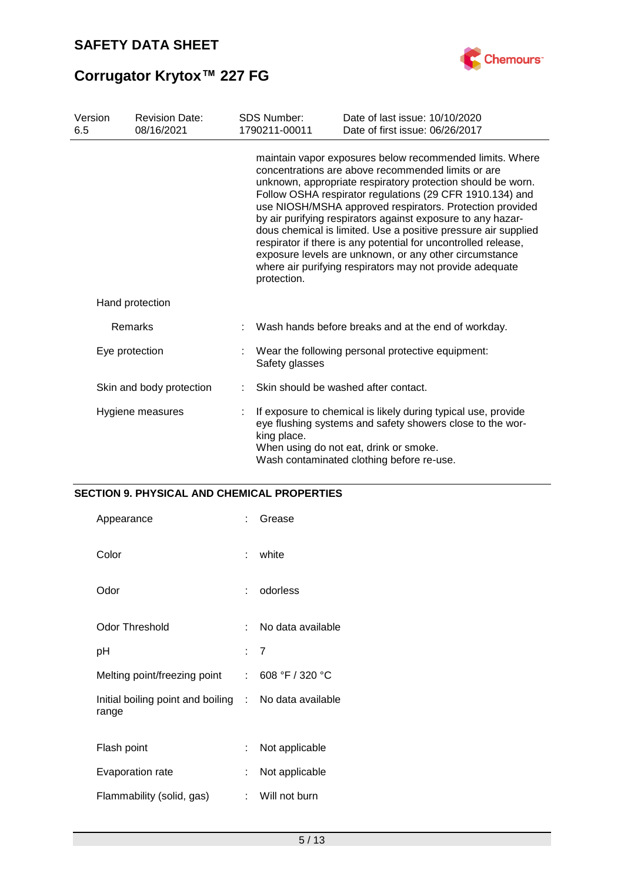| Version | Revision Date: | SDS Number: | Date of last issue: 10/10/2020 |
|---|---|---|---|
| 6.5 | 08/16/2021 | 1790211-00011 | Date of first issue: 06/26/2017 |

maintain vapor exposures below recommended limits. Where concentrations are above recommended limits or are unknown, appropriate respiratory protection should be worn. Follow OSHA respirator regulations (29 CFR 1910.134) and use NIOSH/MSHA approved respirators. Protection provided by air purifying respirators against exposure to any hazardous chemical is limited. Use a positive pressure air supplied respirator if there is any potential for uncontrolled release, exposure levels are unknown, or any other circumstance where air purifying respirators may not provide adequate protection.

Hand protection

| | |
|---|---|
| Remarks | : Wash hands before breaks and at the end of workday. |
| Eye protection | : Wear the following personal protective equipment: Safety glasses |
| Skin and body protection | : Skin should be washed after contact. |
| Hygiene measures | : If exposure to chemical is likely during typical use, provide eye flushing systems and safety showers close to the working place. When using do not eat, drink or smoke. Wash contaminated clothing before re-use. |

## SECTION 9. PHYSICAL AND CHEMICAL PROPERTIES

| | |
|---|---|
| Appearance | : Grease |
| Color | : white |
| Odor | : odorless |
| Odor Threshold | : No data available |
| pH | : 7 |
| Melting point/freezing point | : 608 °F / 320 °C |
| Initial boiling point and boiling range | : No data available |
| Flash point | : Not applicable |
| Evaporation rate | : Not applicable |
| Flammability (solid, gas) | : Will not burn |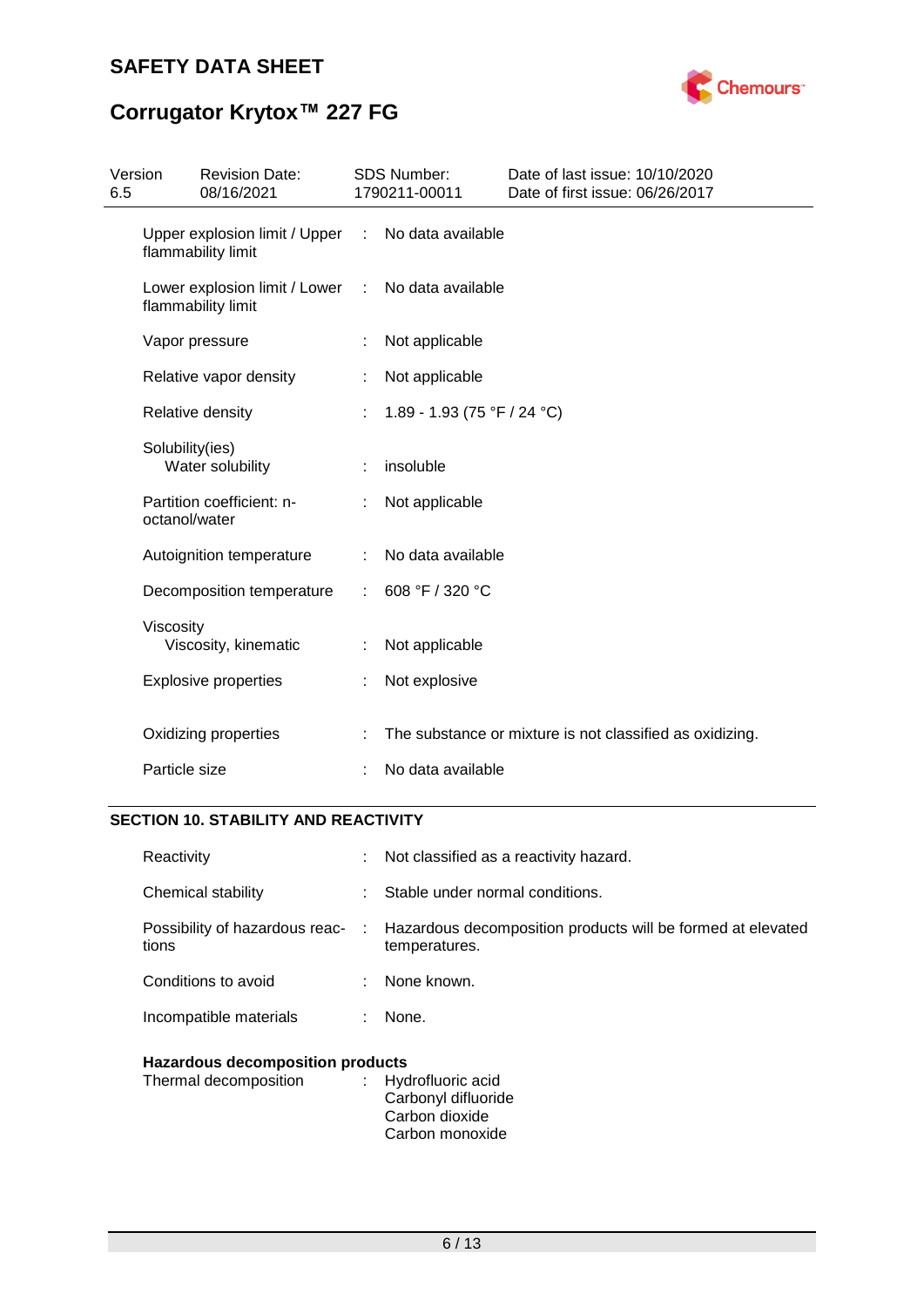| | | |
|---|---|---|
| Upper explosion limit / Upper flammability limit | : | No data available |
| Lower explosion limit / Lower flammability limit | : | No data available |
| Vapor pressure | : | Not applicable |
| Relative vapor density | : | Not applicable |
| Relative density | : | 1.89 - 1.93 (75 °F / 24 °C) |
| Solubility(ies) | | |
| Water solubility | : | insoluble |
| Partition coefficient: n-octanol/water | : | Not applicable |
| Autoignition temperature | : | No data available |
| Decomposition temperature | : | 608 °F / 320 °C |
| Viscosity | | |
| Viscosity, kinematic | : | Not applicable |
| Explosive properties | : | Not explosive |
| Oxidizing properties | : | The substance or mixture is not classified as oxidizing. |
| Particle size | : | No data available |

## SECTION 10. STABILITY AND REACTIVITY

| | | |
|---|---|---|
| Reactivity | : | Not classified as a reactivity hazard. |
| Chemical stability | : | Stable under normal conditions. |
| Possibility of hazardous reactions | : | Hazardous decomposition products will be formed at elevated temperatures. |
| Conditions to avoid | : | None known. |
| Incompatible materials | : | None. |

**Hazardous decomposition products**

| | | |
|---|---|---|
| Thermal decomposition | : | Hydrofluoric acid<br>Carbonyl difluoride<br>Carbon dioxide<br>Carbon monoxide |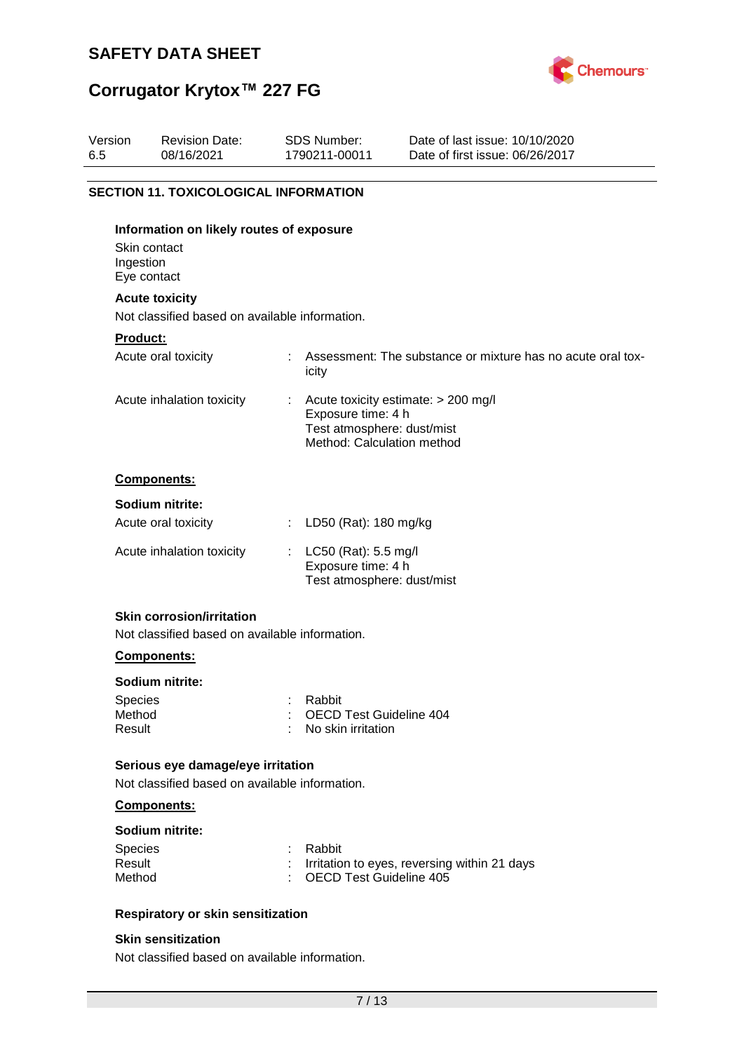## SECTION 11. TOXICOLOGICAL INFORMATION

### Information on likely routes of exposure

Skin contact
Ingestion
Eye contact

### Acute toxicity

Not classified based on available information.

**Product:**

| | | |
|---|---|---|
| Acute oral toxicity | : | Assessment: The substance or mixture has no acute oral toxicity |
| Acute inhalation toxicity | : | Acute toxicity estimate: > 200 mg/l<br>Exposure time: 4 h<br>Test atmosphere: dust/mist<br>Method: Calculation method |

**Components:**

**Sodium nitrite:**

| | | |
|---|---|---|
| Acute oral toxicity | : | LD50 (Rat): 180 mg/kg |
| Acute inhalation toxicity | : | LC50 (Rat): 5.5 mg/l<br>Exposure time: 4 h<br>Test atmosphere: dust/mist |

### Skin corrosion/irritation

Not classified based on available information.

**Components:**

**Sodium nitrite:**

| | | |
|---|---|---|
| Species | : | Rabbit |
| Method | : | OECD Test Guideline 404 |
| Result | : | No skin irritation |

### Serious eye damage/eye irritation

Not classified based on available information.

**Components:**

**Sodium nitrite:**

| | | |
|---|---|---|
| Species | : | Rabbit |
| Result | : | Irritation to eyes, reversing within 21 days |
| Method | : | OECD Test Guideline 405 |

### Respiratory or skin sensitization

#### Skin sensitization

Not classified based on available information.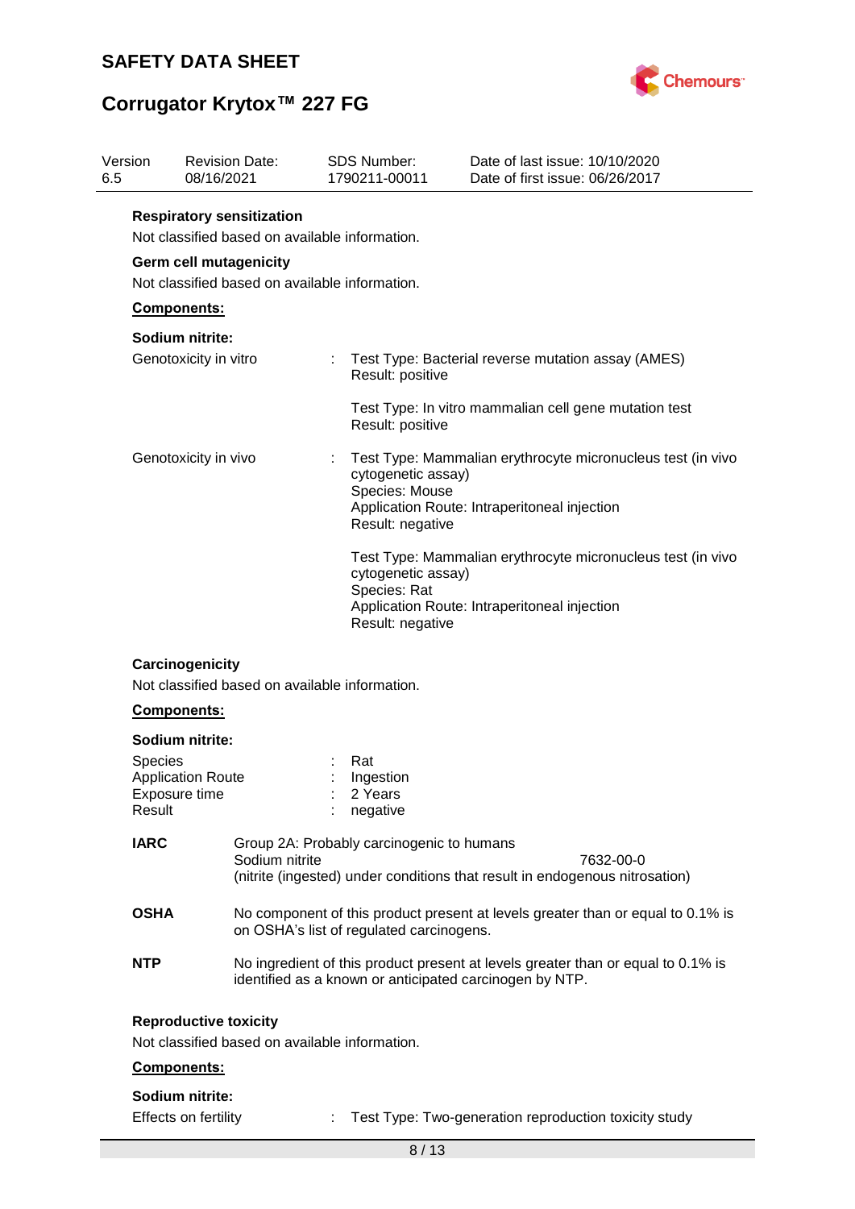| Version | Revision Date: | SDS Number: | Date of last issue: 10/10/2020 |
| --- | --- | --- | --- |
| 6.5 | 08/16/2021 | 1790211-00011 | Date of first issue: 06/26/2017 |

**Respiratory sensitization**

Not classified based on available information.

**Germ cell mutagenicity**

Not classified based on available information.

**Components:**

**Sodium nitrite:**

| | |
| --- | --- |
| Genotoxicity in vitro | : Test Type: Bacterial reverse mutation assay (AMES)<br>Result: positive |
| | Test Type: In vitro mammalian cell gene mutation test<br>Result: positive |
| Genotoxicity in vivo | : Test Type: Mammalian erythrocyte micronucleus test (in vivo cytogenetic assay)<br>Species: Mouse<br>Application Route: Intraperitoneal injection<br>Result: negative |
| | Test Type: Mammalian erythrocyte micronucleus test (in vivo cytogenetic assay)<br>Species: Rat<br>Application Route: Intraperitoneal injection<br>Result: negative |

**Carcinogenicity**

Not classified based on available information.

**Components:**

**Sodium nitrite:**

| | |
| --- | --- |
| Species | : Rat |
| Application Route | : Ingestion |
| Exposure time | : 2 Years |
| Result | : negative |

**IARC** Group 2A: Probably carcinogenic to humans
Sodium nitrite 7632-00-0
(nitrite (ingested) under conditions that result in endogenous nitrosation)

**OSHA** No component of this product present at levels greater than or equal to 0.1% is on OSHA's list of regulated carcinogens.

**NTP** No ingredient of this product present at levels greater than or equal to 0.1% is identified as a known or anticipated carcinogen by NTP.

**Reproductive toxicity**

Not classified based on available information.

**Components:**

**Sodium nitrite:**

| | |
| --- | --- |
| Effects on fertility | : Test Type: Two-generation reproduction toxicity study |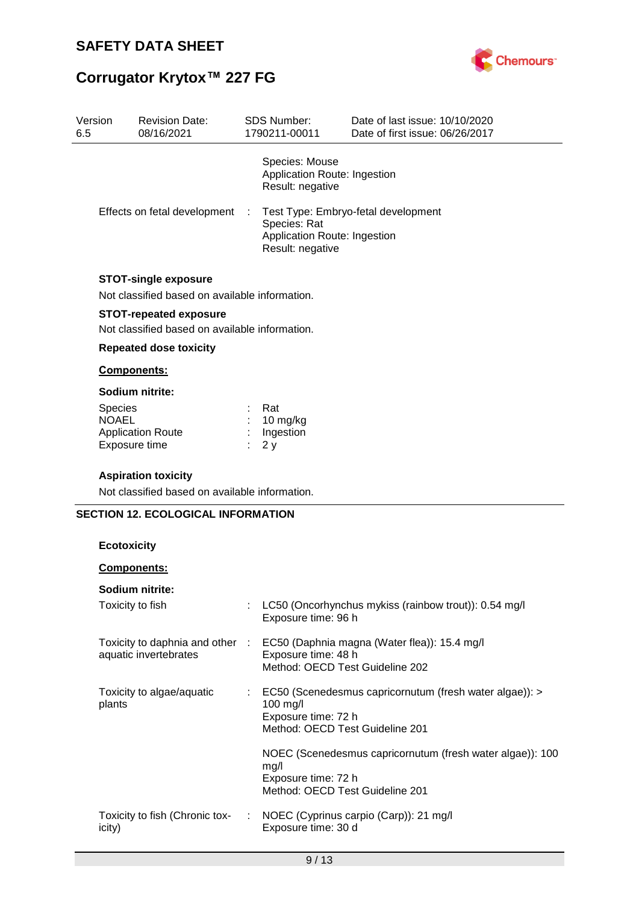Species: Mouse
Application Route: Ingestion
Result: negative

Effects on fetal development : Test Type: Embryo-fetal development
Species: Rat
Application Route: Ingestion
Result: negative

**STOT-single exposure**

Not classified based on available information.

**STOT-repeated exposure**

Not classified based on available information.

**Repeated dose toxicity**

**Components:**

**Sodium nitrite:**

| | |
|---|---|
| Species | : Rat |
| NOAEL | : 10 mg/kg |
| Application Route | : Ingestion |
| Exposure time | : 2 y |

**Aspiration toxicity**

Not classified based on available information.

## SECTION 12. ECOLOGICAL INFORMATION

**Ecotoxicity**

**Components:**

**Sodium nitrite:**

Toxicity to fish : LC50 (Oncorhynchus mykiss (rainbow trout)): 0.54 mg/l
Exposure time: 96 h

Toxicity to daphnia and other aquatic invertebrates : EC50 (Daphnia magna (Water flea)): 15.4 mg/l
Exposure time: 48 h
Method: OECD Test Guideline 202

Toxicity to algae/aquatic plants : EC50 (Scenedesmus capricornutum (fresh water algae)): > 100 mg/l
Exposure time: 72 h
Method: OECD Test Guideline 201

NOEC (Scenedesmus capricornutum (fresh water algae)): 100 mg/l
Exposure time: 72 h
Method: OECD Test Guideline 201

Toxicity to fish (Chronic toxicity) : NOEC (Cyprinus carpio (Carp)): 21 mg/l
Exposure time: 30 d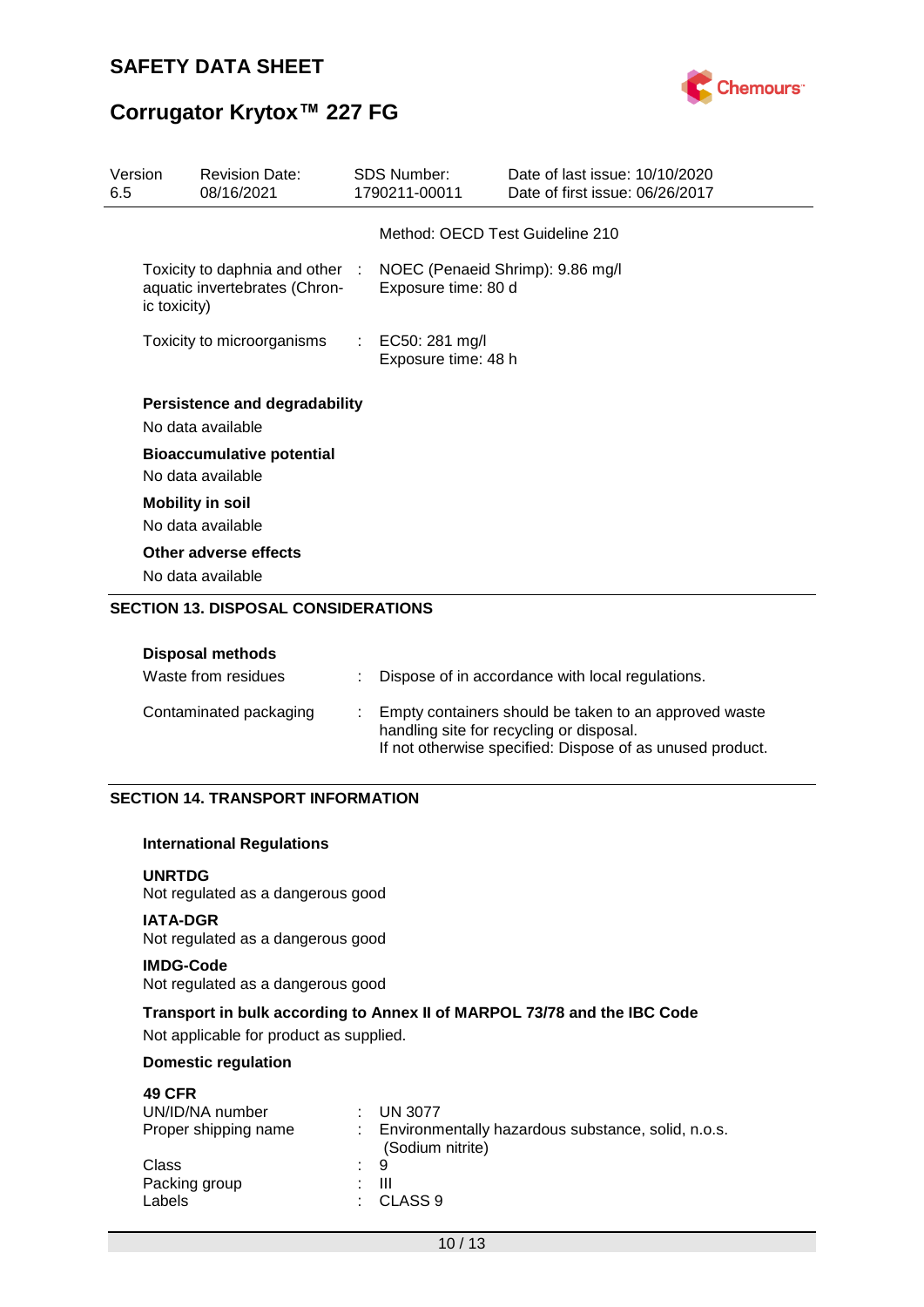| Version 6.5 | Revision Date: 08/16/2021 | SDS Number: 1790211-00011 | Date of last issue: 10/10/2020 Date of first issue: 06/26/2017 |
|---|---|---|---|

Method: OECD Test Guideline 210

Toxicity to daphnia and other aquatic invertebrates (Chronic toxicity) : NOEC (Penaeid Shrimp): 9.86 mg/l
Exposure time: 80 d

Toxicity to microorganisms : EC50: 281 mg/l
Exposure time: 48 h

**Persistence and degradability**

No data available

**Bioaccumulative potential**

No data available

**Mobility in soil**

No data available

**Other adverse effects**

No data available

## SECTION 13. DISPOSAL CONSIDERATIONS

**Disposal methods**

Waste from residues : Dispose of in accordance with local regulations.

Contaminated packaging : Empty containers should be taken to an approved waste handling site for recycling or disposal.
If not otherwise specified: Dispose of as unused product.

## SECTION 14. TRANSPORT INFORMATION

**International Regulations**

**UNRTDG**
Not regulated as a dangerous good

**IATA-DGR**
Not regulated as a dangerous good

**IMDG-Code**
Not regulated as a dangerous good

**Transport in bulk according to Annex II of MARPOL 73/78 and the IBC Code**

Not applicable for product as supplied.

**Domestic regulation**

**49 CFR**

UN/ID/NA number : UN 3077
Proper shipping name : Environmentally hazardous substance, solid, n.o.s. (Sodium nitrite)
Class : 9
Packing group : III
Labels : CLASS 9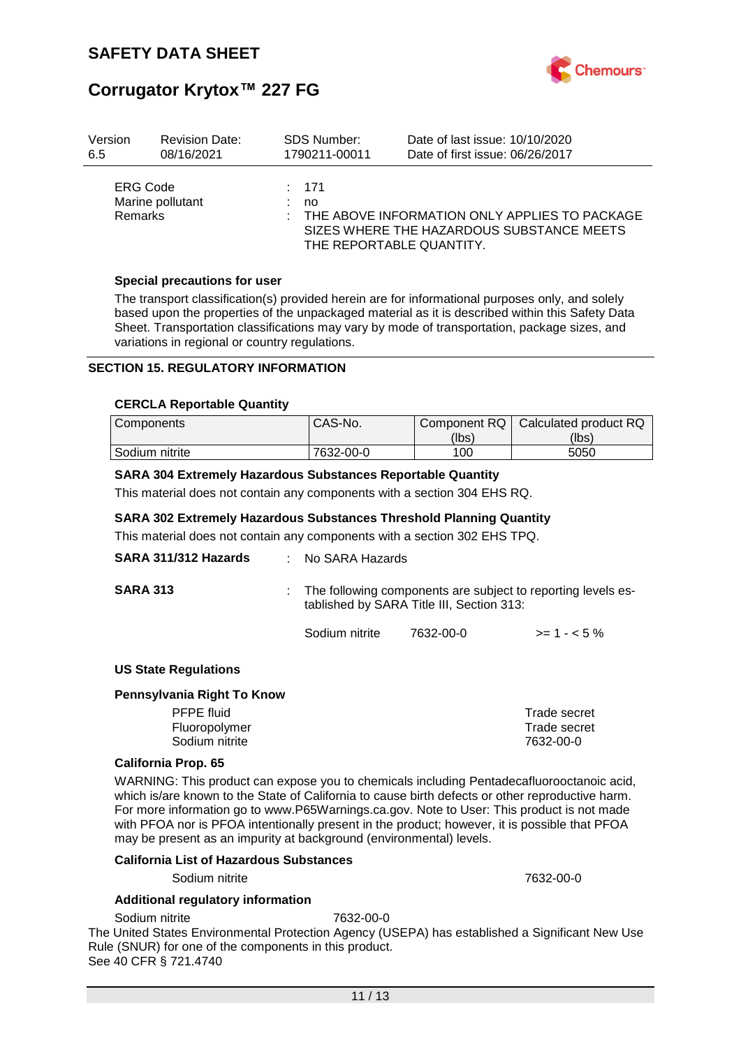ERG Code : 171

Marine pollutant : no

Remarks : THE ABOVE INFORMATION ONLY APPLIES TO PACKAGE SIZES WHERE THE HAZARDOUS SUBSTANCE MEETS THE REPORTABLE QUANTITY.

**Special precautions for user**

The transport classification(s) provided herein are for informational purposes only, and solely based upon the properties of the unpackaged material as it is described within this Safety Data Sheet. Transportation classifications may vary by mode of transportation, package sizes, and variations in regional or country regulations.

## SECTION 15. REGULATORY INFORMATION

**CERCLA Reportable Quantity**

| Components | CAS-No. | Component RQ (lbs) | Calculated product RQ (lbs) |
|---|---|---|---|
| Sodium nitrite | 7632-00-0 | 100 | 5050 |

**SARA 304 Extremely Hazardous Substances Reportable Quantity**

This material does not contain any components with a section 304 EHS RQ.

**SARA 302 Extremely Hazardous Substances Threshold Planning Quantity**

This material does not contain any components with a section 302 EHS TPQ.

**SARA 311/312 Hazards** : No SARA Hazards

**SARA 313** : The following components are subject to reporting levels established by SARA Title III, Section 313:

| | | |
|---|---|---|
| Sodium nitrite | 7632-00-0 | >= 1 - < 5 % |

**US State Regulations**

**Pennsylvania Right To Know**

| | |
|---|---|
| PFPE fluid | Trade secret |
| Fluoropolymer | Trade secret |
| Sodium nitrite | 7632-00-0 |

**California Prop. 65**

WARNING: This product can expose you to chemicals including Pentadecafluorooctanoic acid, which is/are known to the State of California to cause birth defects or other reproductive harm. For more information go to www.P65Warnings.ca.gov. Note to User: This product is not made with PFOA nor is PFOA intentionally present in the product; however, it is possible that PFOA may be present as an impurity at background (environmental) levels.

**California List of Hazardous Substances**

| | |
|---|---|
| Sodium nitrite | 7632-00-0 |

**Additional regulatory information**

Sodium nitrite 7632-00-0

The United States Environmental Protection Agency (USEPA) has established a Significant New Use Rule (SNUR) for one of the components in this product.
See 40 CFR § 721.4740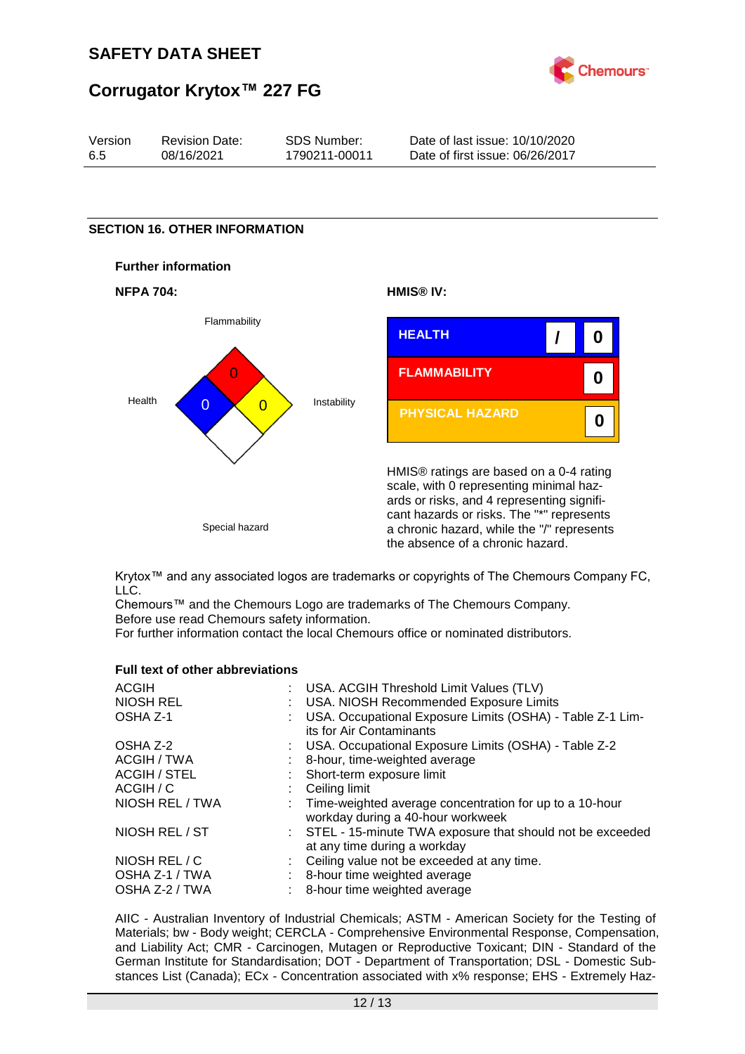## SECTION 16. OTHER INFORMATION

### Further information

**NFPA 704:**

Flammability
0
Health
0
Instability
0
Special hazard

**HMIS® IV:**

| | | |
|---|---|---|
| HEALTH | / | 0 |
| FLAMMABILITY | | 0 |
| PHYSICAL HAZARD | | 0 |

HMIS® ratings are based on a 0-4 rating scale, with 0 representing minimal hazards or risks, and 4 representing significant hazards or risks. The "*" represents a chronic hazard, while the "/" represents the absence of a chronic hazard.

Krytox™ and any associated logos are trademarks or copyrights of The Chemours Company FC, LLC.
Chemours™ and the Chemours Logo are trademarks of The Chemours Company.
Before use read Chemours safety information.
For further information contact the local Chemours office or nominated distributors.

### Full text of other abbreviations

| | | |
|---|---|---|
| ACGIH | : | USA. ACGIH Threshold Limit Values (TLV) |
| NIOSH REL | : | USA. NIOSH Recommended Exposure Limits |
| OSHA Z-1 | : | USA. Occupational Exposure Limits (OSHA) - Table Z-1 Limits for Air Contaminants |
| OSHA Z-2 | : | USA. Occupational Exposure Limits (OSHA) - Table Z-2 |
| ACGIH / TWA | : | 8-hour, time-weighted average |
| ACGIH / STEL | : | Short-term exposure limit |
| ACGIH / C | : | Ceiling limit |
| NIOSH REL / TWA | : | Time-weighted average concentration for up to a 10-hour workday during a 40-hour workweek |
| NIOSH REL / ST | : | STEL - 15-minute TWA exposure that should not be exceeded at any time during a workday |
| NIOSH REL / C | : | Ceiling value not be exceeded at any time. |
| OSHA Z-1 / TWA | : | 8-hour time weighted average |
| OSHA Z-2 / TWA | : | 8-hour time weighted average |

AIIC - Australian Inventory of Industrial Chemicals; ASTM - American Society for the Testing of Materials; bw - Body weight; CERCLA - Comprehensive Environmental Response, Compensation, and Liability Act; CMR - Carcinogen, Mutagen or Reproductive Toxicant; DIN - Standard of the German Institute for Standardisation; DOT - Department of Transportation; DSL - Domestic Substances List (Canada); ECx - Concentration associated with x% response; EHS - Extremely Haz-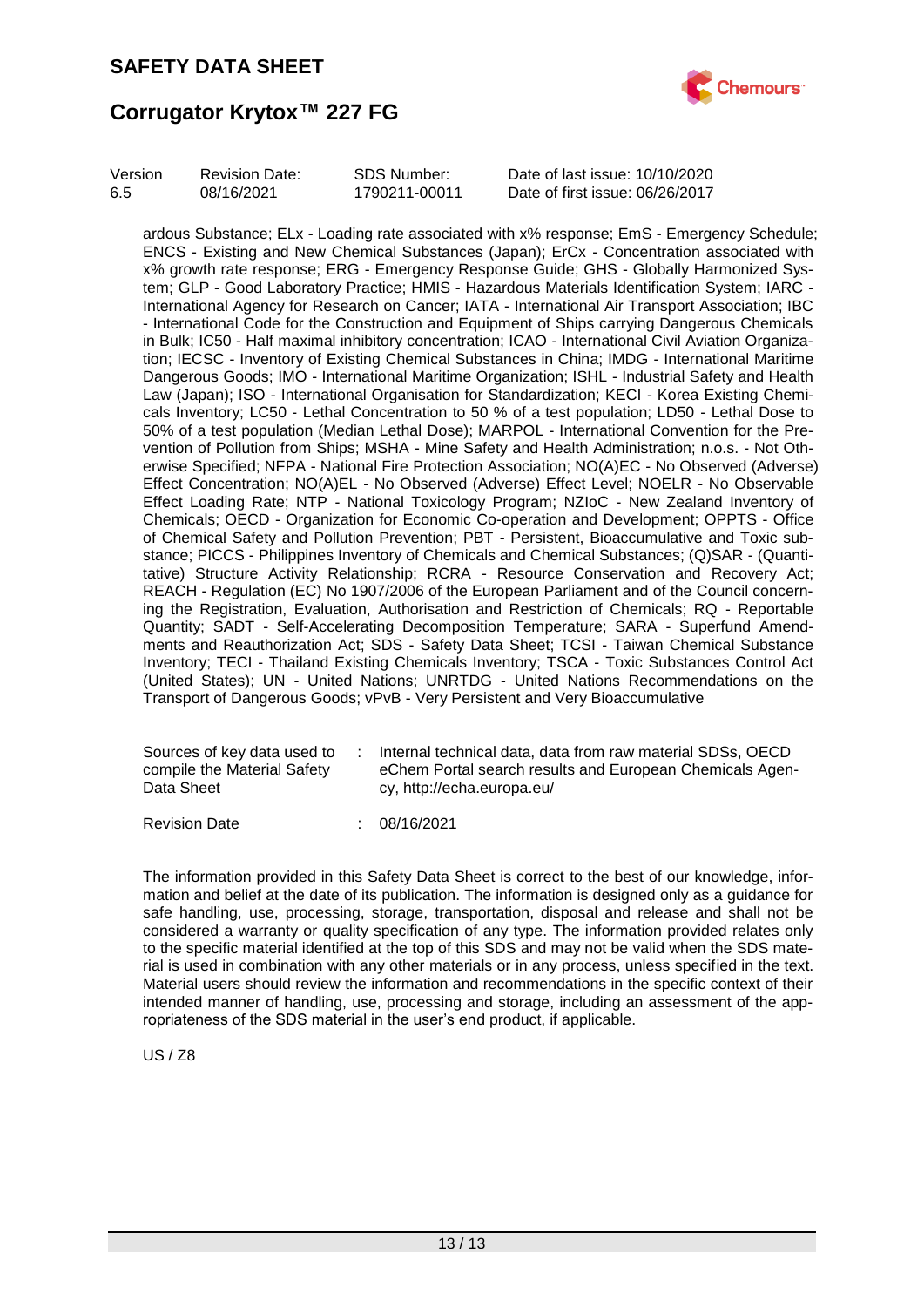ardous Substance; ELx - Loading rate associated with x% response; EmS - Emergency Schedule; ENCS - Existing and New Chemical Substances (Japan); ErCx - Concentration associated with x% growth rate response; ERG - Emergency Response Guide; GHS - Globally Harmonized System; GLP - Good Laboratory Practice; HMIS - Hazardous Materials Identification System; IARC - International Agency for Research on Cancer; IATA - International Air Transport Association; IBC - International Code for the Construction and Equipment of Ships carrying Dangerous Chemicals in Bulk; IC50 - Half maximal inhibitory concentration; ICAO - International Civil Aviation Organization; IECSC - Inventory of Existing Chemical Substances in China; IMDG - International Maritime Dangerous Goods; IMO - International Maritime Organization; ISHL - Industrial Safety and Health Law (Japan); ISO - International Organisation for Standardization; KECI - Korea Existing Chemicals Inventory; LC50 - Lethal Concentration to 50 % of a test population; LD50 - Lethal Dose to 50% of a test population (Median Lethal Dose); MARPOL - International Convention for the Prevention of Pollution from Ships; MSHA - Mine Safety and Health Administration; n.o.s. - Not Otherwise Specified; NFPA - National Fire Protection Association; NO(A)EC - No Observed (Adverse) Effect Concentration; NO(A)EL - No Observed (Adverse) Effect Level; NOELR - No Observable Effect Loading Rate; NTP - National Toxicology Program; NZIoC - New Zealand Inventory of Chemicals; OECD - Organization for Economic Co-operation and Development; OPPTS - Office of Chemical Safety and Pollution Prevention; PBT - Persistent, Bioaccumulative and Toxic substance; PICCS - Philippines Inventory of Chemicals and Chemical Substances; (Q)SAR - (Quantitative) Structure Activity Relationship; RCRA - Resource Conservation and Recovery Act; REACH - Regulation (EC) No 1907/2006 of the European Parliament and of the Council concerning the Registration, Evaluation, Authorisation and Restriction of Chemicals; RQ - Reportable Quantity; SADT - Self-Accelerating Decomposition Temperature; SARA - Superfund Amendments and Reauthorization Act; SDS - Safety Data Sheet; TCSI - Taiwan Chemical Substance Inventory; TECI - Thailand Existing Chemicals Inventory; TSCA - Toxic Substances Control Act (United States); UN - United Nations; UNRTDG - United Nations Recommendations on the Transport of Dangerous Goods; vPvB - Very Persistent and Very Bioaccumulative

Sources of key data used to compile the Material Safety Data Sheet : Internal technical data, data from raw material SDSs, OECD eChem Portal search results and European Chemicals Agency, http://echa.europa.eu/

Revision Date : 08/16/2021

The information provided in this Safety Data Sheet is correct to the best of our knowledge, information and belief at the date of its publication. The information is designed only as a guidance for safe handling, use, processing, storage, transportation, disposal and release and shall not be considered a warranty or quality specification of any type. The information provided relates only to the specific material identified at the top of this SDS and may not be valid when the SDS material is used in combination with any other materials or in any process, unless specified in the text. Material users should review the information and recommendations in the specific context of their intended manner of handling, use, processing and storage, including an assessment of the appropriateness of the SDS material in the user's end product, if applicable.

US / Z8